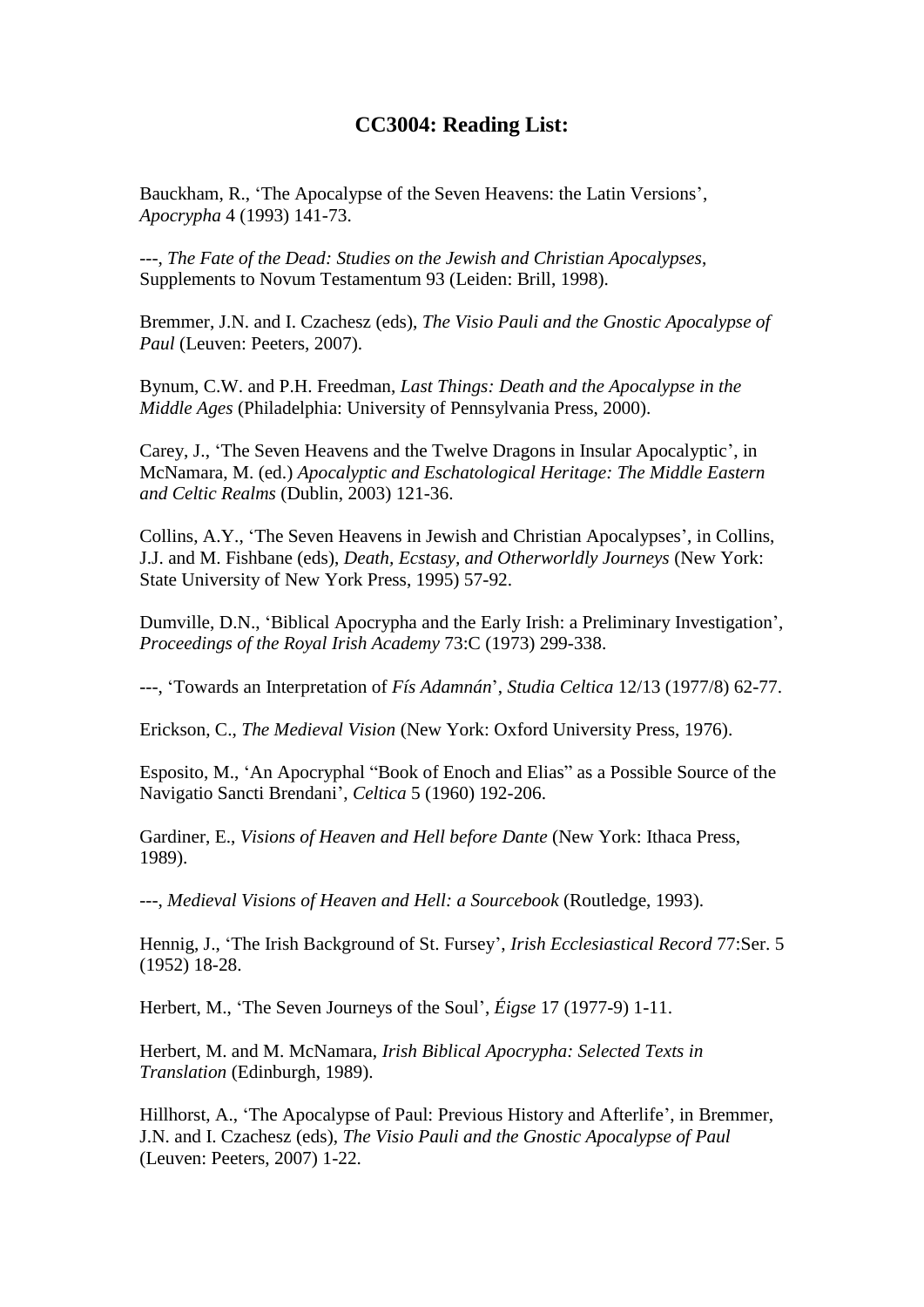# CC3004: Reading List:

Bauckham, R., 'The Apocalypse of the Seven Heavens: the Latin Versions', *Apocrypha* 4 (1993) 141-73.

---, *The Fate of the Dead: Studies on the Jewish and Christian Apocalypses*, Supplements to Novum Testamentum 93 (Leiden: Brill, 1998).

Bremmer, J.N. and I. Czachesz (eds), *The Visio Pauli and the Gnostic Apocalypse of Paul* (Leuven: Peeters, 2007).

Bynum, C.W. and P.H. Freedman, *Last Things: Death and the Apocalypse in the Middle Ages* (Philadelphia: University of Pennsylvania Press, 2000).

Carey, J., 'The Seven Heavens and the Twelve Dragons in Insular Apocalyptic', in McNamara, M. (ed.) *Apocalyptic and Eschatological Heritage: The Middle Eastern and Celtic Realms* (Dublin, 2003) 121-36.

Collins, A.Y., 'The Seven Heavens in Jewish and Christian Apocalypses', in Collins, J.J. and M. Fishbane (eds), *Death, Ecstasy, and Otherworldly Journeys* (New York: State University of New York Press, 1995) 57-92.

Dumville, D.N., 'Biblical Apocrypha and the Early Irish: a Preliminary Investigation', *Proceedings of the Royal Irish Academy* 73:C (1973) 299-338.

---, 'Towards an Interpretation of *Fís Adamnán*', *Studia Celtica* 12/13 (1977/8) 62-77.

Erickson, C., *The Medieval Vision* (New York: Oxford University Press, 1976).

Esposito, M., 'An Apocryphal "Book of Enoch and Elias" as a Possible Source of the Navigatio Sancti Brendani', *Celtica* 5 (1960) 192-206.

Gardiner, E., *Visions of Heaven and Hell before Dante* (New York: Ithaca Press, 1989).

---, *Medieval Visions of Heaven and Hell: a Sourcebook* (Routledge, 1993).

Hennig, J., 'The Irish Background of St. Fursey', *Irish Ecclesiastical Record* 77:Ser. 5 (1952) 18-28.

Herbert, M., 'The Seven Journeys of the Soul', *Éigse* 17 (1977-9) 1-11.

Herbert, M. and M. McNamara, *Irish Biblical Apocrypha: Selected Texts in Translation* (Edinburgh, 1989).

Hillhorst, A., 'The Apocalypse of Paul: Previous History and Afterlife', in Bremmer, J.N. and I. Czachesz (eds), *The Visio Pauli and the Gnostic Apocalypse of Paul* (Leuven: Peeters, 2007) 1-22.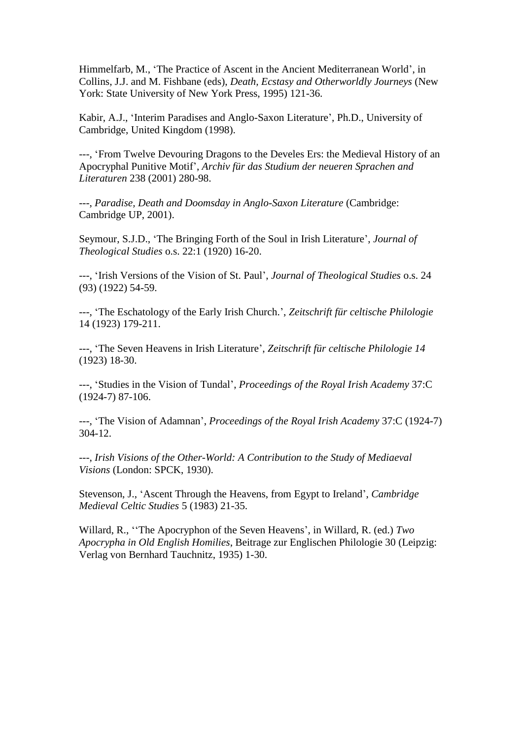Himmelfarb, M., 'The Practice of Ascent in the Ancient Mediterranean World', in Collins, J.J. and M. Fishbane (eds), *Death, Ecstasy and Otherworldly Journeys* (New York: State University of New York Press, 1995) 121-36.

Kabir, A.J., 'Interim Paradises and Anglo-Saxon Literature', Ph.D., University of Cambridge, United Kingdom (1998).

---, 'From Twelve Devouring Dragons to the Develes Ers: the Medieval History of an Apocryphal Punitive Motif', *Archiv für das Studium der neueren Sprachen and Literaturen* 238 (2001) 280-98.

---, *Paradise, Death and Doomsday in Anglo-Saxon Literature* (Cambridge: Cambridge UP, 2001).

Seymour, S.J.D., 'The Bringing Forth of the Soul in Irish Literature', *Journal of Theological Studies* o.s. 22:1 (1920) 16-20.

---, 'Irish Versions of the Vision of St. Paul', *Journal of Theological Studies* o.s. 24 (93) (1922) 54-59.

---, 'The Eschatology of the Early Irish Church.', *Zeitschrift für celtische Philologie* 14 (1923) 179-211.

---, 'The Seven Heavens in Irish Literature', *Zeitschrift für celtische Philologie 14* (1923) 18-30.

---, 'Studies in the Vision of Tundal', *Proceedings of the Royal Irish Academy* 37:C (1924-7) 87-106.

---, 'The Vision of Adamnan', *Proceedings of the Royal Irish Academy* 37:C (1924-7) 304-12.

---, *Irish Visions of the Other-World: A Contribution to the Study of Mediaeval Visions* (London: SPCK, 1930).

Stevenson, J., 'Ascent Through the Heavens, from Egypt to Ireland', *Cambridge Medieval Celtic Studies* 5 (1983) 21-35.

Willard, R., ''The Apocryphon of the Seven Heavens', in Willard, R. (ed.) *Two Apocrypha in Old English Homilies*, Beitrage zur Englischen Philologie 30 (Leipzig: Verlag von Bernhard Tauchnitz, 1935) 1-30.